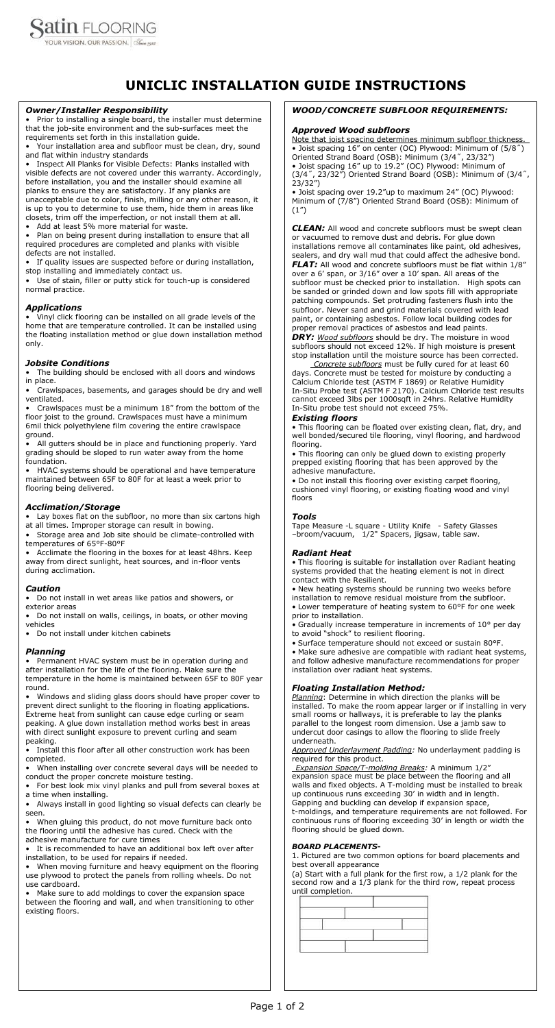Satin FLOORING
YOUR VISION. OUR PASSION. Since 1948

# UNICLIC INSTALLATION GUIDE INSTRUCTIONS

### *Owner/Installer Responsibility*

- Prior to installing a single board, the installer must determine that the job-site environment and the sub-surfaces meet the requirements set forth in this installation guide.
- Your installation area and subfloor must be clean, dry, sound and flat within industry standards
- Inspect All Planks for Visible Defects: Planks installed with visible defects are not covered under this warranty. Accordingly, before installation, you and the installer should examine all planks to ensure they are satisfactory. If any planks are unacceptable due to color, finish, milling or any other reason, it is up to you to determine to use them, hide them in areas like closets, trim off the imperfection, or not install them at all.
- Add at least 5% more material for waste.
- Plan on being present during installation to ensure that all required procedures are completed and planks with visible defects are not installed.
- If quality issues are suspected before or during installation, stop installing and immediately contact us.
- Use of stain, filler or putty stick for touch-up is considered normal practice.

### *Applications*

- Vinyl click flooring can be installed on all grade levels of the home that are temperature controlled. It can be installed using the floating installation method or glue down installation method only.

### *Jobsite Conditions*

- The building should be enclosed with all doors and windows in place.
- Crawlspaces, basements, and garages should be dry and well ventilated.
- Crawlspaces must be a minimum 18" from the bottom of the floor joist to the ground. Crawlspaces must have a minimum 6mil thick polyethylene film covering the entire crawlspace ground.
- All gutters should be in place and functioning properly. Yard grading should be sloped to run water away from the home foundation.
- HVAC systems should be operational and have temperature maintained between 65F to 80F for at least a week prior to flooring being delivered.

### *Acclimation/Storage*

- Lay boxes flat on the subfloor, no more than six cartons high at all times. Improper storage can result in bowing.
- Storage area and Job site should be climate-controlled with temperatures of 65°F-80°F
- Acclimate the flooring in the boxes for at least 48hrs. Keep away from direct sunlight, heat sources, and in-floor vents during acclimation.

### *Caution*

- Do not install in wet areas like patios and showers, or exterior areas
- Do not install on walls, ceilings, in boats, or other moving vehicles
- Do not install under kitchen cabinets

### *Planning*

- Permanent HVAC system must be in operation during and after installation for the life of the flooring. Make sure the temperature in the home is maintained between 65F to 80F year round.
- Windows and sliding glass doors should have proper cover to prevent direct sunlight to the flooring in floating applications. Extreme heat from sunlight can cause edge curling or seam peaking. A glue down installation method works best in areas with direct sunlight exposure to prevent curling and seam peaking.
- Install this floor after all other construction work has been completed.
- When installing over concrete several days will be needed to conduct the proper concrete moisture testing.
- For best look mix vinyl planks and pull from several boxes at a time when installing.
- Always install in good lighting so visual defects can clearly be seen.
- When gluing this product, do not move furniture back onto the flooring until the adhesive has cured. Check with the adhesive manufacture for cure times
- It is recommended to have an additional box left over after installation, to be used for repairs if needed.
- When moving furniture and heavy equipment on the flooring use plywood to protect the panels from rolling wheels. Do not use cardboard.
- Make sure to add moldings to cover the expansion space between the flooring and wall, and when transitioning to other existing floors.

### *WOOD/CONCRETE SUBFLOOR REQUIREMENTS:*

### *Approved Wood subfloors*

Note that joist spacing determines minimum subfloor thickness.

- Joist spacing 16" on center (OC) Plywood: Minimum of (5/8˝) Oriented Strand Board (OSB): Minimum (3/4˝, 23/32")
- Joist spacing 16" up to 19.2" (OC) Plywood: Minimum of (3/4˝, 23/32") Oriented Strand Board (OSB): Minimum of (3/4˝, 23/32")
- Joist spacing over 19.2"up to maximum 24" (OC) Plywood: Minimum of (7/8") Oriented Strand Board (OSB): Minimum of (1")

***CLEAN:*** All wood and concrete subfloors must be swept clean or vacuumed to remove dust and debris. For glue down installations remove all contaminates like paint, old adhesives, sealers, and dry wall mud that could affect the adhesive bond.
***FLAT:*** All wood and concrete subfloors must be flat within 1/8" over a 6' span, or 3/16" over a 10' span. All areas of the subfloor must be checked prior to installation. High spots can be sanded or grinded down and low spots fill with appropriate patching compounds. Set protruding fasteners flush into the subfloor. Never sand and grind materials covered with lead paint, or containing asbestos. Follow local building codes for proper removal practices of asbestos and lead paints.
***DRY:*** *Wood subfloors* should be dry. The moisture in wood subfloors should not exceed 12%. If high moisture is present stop installation until the moisture source has been corrected.
*Concrete subfloors* must be fully cured for at least 60 days. Concrete must be tested for moisture by conducting a Calcium Chloride test (ASTM F 1869) or Relative Humidity In-Situ Probe test (ASTM F 2170). Calcium Chloride test results cannot exceed 3lbs per 1000sqft in 24hrs. Relative Humidity In-Situ probe test should not exceed 75%.

### *Existing floors*

- This flooring can be floated over existing clean, flat, dry, and well bonded/secured tile flooring, vinyl flooring, and hardwood flooring.
- This flooring can only be glued down to existing properly prepped existing flooring that has been approved by the adhesive manufacture.
- Do not install this flooring over existing carpet flooring, cushioned vinyl flooring, or existing floating wood and vinyl floors

### *Tools*

Tape Measure -L square - Utility Knife - Safety Glasses –broom/vacuum, 1/2" Spacers, jigsaw, table saw.

### *Radiant Heat*

- This flooring is suitable for installation over Radiant heating systems provided that the heating element is not in direct contact with the Resilient.
- New heating systems should be running two weeks before installation to remove residual moisture from the subfloor.
- Lower temperature of heating system to 60°F for one week prior to installation.
- Gradually increase temperature in increments of 10° per day to avoid "shock" to resilient flooring.
- Surface temperature should not exceed or sustain 80°F.
- Make sure adhesive are compatible with radiant heat systems, and follow adhesive manufacture recommendations for proper installation over radiant heat systems.

### *Floating Installation Method:*

*Planning*: Determine in which direction the planks will be installed. To make the room appear larger or if installing in very small rooms or hallways, it is preferable to lay the planks parallel to the longest room dimension. Use a jamb saw to undercut door casings to allow the flooring to slide freely underneath.

*Approved Underlayment Padding:* No underlayment padding is required for this product.

*Expansion Space/T-molding Breaks:* A minimum 1/2" expansion space must be place between the flooring and all walls and fixed objects. A T-molding must be installed to break up continuous runs exceeding 30' in width and in length. Gapping and buckling can develop if expansion space, t-moldings, and temperature requirements are not followed. For continuous runs of flooring exceeding 30' in length or width the flooring should be glued down.

#### *BOARD PLACEMENTS-*

1. Pictured are two common options for board placements and best overall appearance

(a) Start with a full plank for the first row, a 1/2 plank for the second row and a 1/3 plank for the third row, repeat process until completion.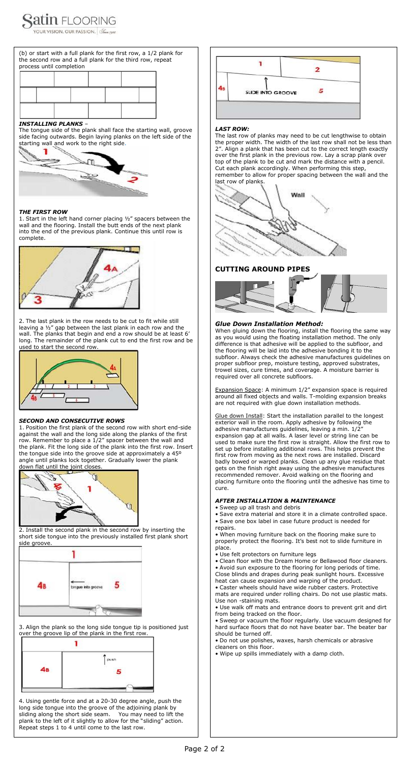(b) or start with a full plank for the first row, a 1/2 plank for the second row and a full plank for the third row, repeat process until completion

***INSTALLING PLANKS*** –
The tongue side of the plank shall face the starting wall, groove side facing outwards. Begin laying planks on the left side of the starting wall and work to the right side.

***THE FIRST ROW***

1. Start in the left hand corner placing ½" spacers between the wall and the flooring. Install the butt ends of the next plank into the end of the previous plank. Continue this until row is complete.

2. The last plank in the row needs to be cut to fit while still leaving a ½" gap between the last plank in each row and the wall. The planks that begin and end a row should be at least 6' long. The remainder of the plank cut to end the first row and be used to start the second row.

***SECOND AND CONSECUTIVE ROWS***

1. Position the first plank of the second row with short end-side against the wall and the long side along the planks of the first row. Remember to place a 1/2" spacer between the wall and the plank. Fit the long side of the plank into the first row. Insert the tongue side into the groove side at approximately a 45º angle until planks lock together. Gradually lower the plank down flat until the joint closes.

2. Install the second plank in the second row by inserting the short side tongue into the previously installed first plank short side groove.

3. Align the plank so the long side tongue tip is positioned just over the groove lip of the plank in the first row.

4. Using gentle force and at a 20-30 degree angle, push the long side tongue into the groove of the adjoining plank by sliding along the short side seam. You may need to lift the plank to the left of it slightly to allow for the "sliding" action. Repeat steps 1 to 4 until come to the last row.

***LAST ROW:***
The last row of planks may need to be cut lengthwise to obtain the proper width. The width of the last row shall not be less than 2". Align a plank that has been cut to the correct length exactly over the first plank in the previous row. Lay a scrap plank over top of the plank to be cut and mark the distance with a pencil. Cut each plank accordingly. When performing this step, remember to allow for proper spacing between the wall and the last row of planks.

## CUTTING AROUND PIPES

***Glue Down Installation Method:***
When gluing down the flooring, install the flooring the same way as you would using the floating installation method. The only difference is that adhesive will be applied to the subfloor, and the flooring will be laid into the adhesive bonding it to the subfloor. Always check the adhesive manufactures guidelines on proper subfloor prep, moisture testing, approved substrates, trowel sizes, cure times, and coverage. A moisture barrier is required over all concrete subfloors.

Expansion Space: A minimum 1/2" expansion space is required around all fixed objects and walls. T-molding expansion breaks are not required with glue down installation methods.

Glue down Install: Start the installation parallel to the longest exterior wall in the room. Apply adhesive by following the adhesive manufactures guidelines, leaving a min. 1/2" expansion gap at all walls. A laser level or string line can be used to make sure the first row is straight. Allow the first row to set up before installing additional rows. This helps prevent the first row from moving as the next rows are installed. Discard badly bowed or warped planks. Clean up any glue residue that gets on the finish right away using the adhesive manufactures recommended remover. Avoid walking on the flooring and placing furniture onto the flooring until the adhesive has time to cure.

***AFTER INSTALLATION & MAINTENANCE***

- Sweep up all trash and debris
- Save extra material and store it in a climate controlled space.
- Save one box label in case future product is needed for repairs.
- When moving furniture back on the flooring make sure to properly protect the flooring. It's best not to slide furniture in place.
- Use felt protectors on furniture legs
- Clean floor with the Dream Home or Bellawood floor cleaners.
- Avoid sun exposure to the flooring for long periods of time. Close blinds and drapes during peak sunlight hours. Excessive heat can cause expansion and warping of the product.
- Caster wheels should have wide rubber casters. Protective mats are required under rolling chairs. Do not use plastic mats. Use non -staining mats.
- Use walk off mats and entrance doors to prevent grit and dirt from being tracked on the floor.
- Sweep or vacuum the floor regularly. Use vacuum designed for hard surface floors that do not have beater bar. The beater bar should be turned off.
- Do not use polishes, waxes, harsh chemicals or abrasive cleaners on this floor.
- Wipe up spills immediately with a damp cloth.